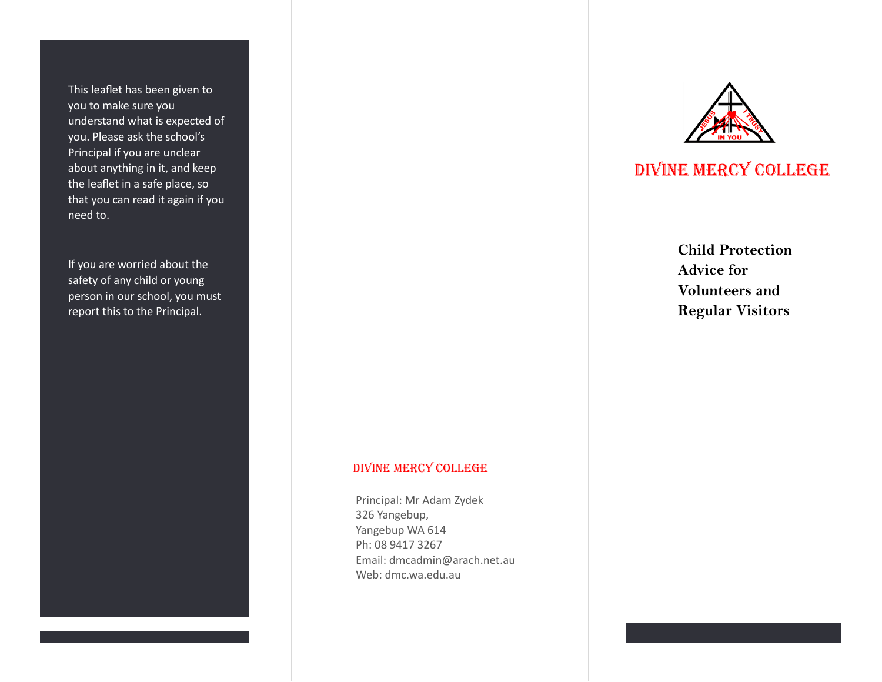This leaflet has been given to you to make sure you understand what is expected of you. Please ask the school's Principal if you are unclear about anything in it, and keep the leaflet in a safe place, so that you can read it again if you need to.

If you are worried about the safety of any child or young person in our school, you must report this to the Principal.

**DIVINE MERCY COLLEGE**

Principal: Mr Adam Zydek
326 Yangebup,
Yangebup WA 614
Ph: 08 9417 3267
Email: dmcadmin@arach.net.au
Web: dmc.wa.edu.au

# DIVINE MERCY COLLEGE

## Child Protection Advice for Volunteers and Regular Visitors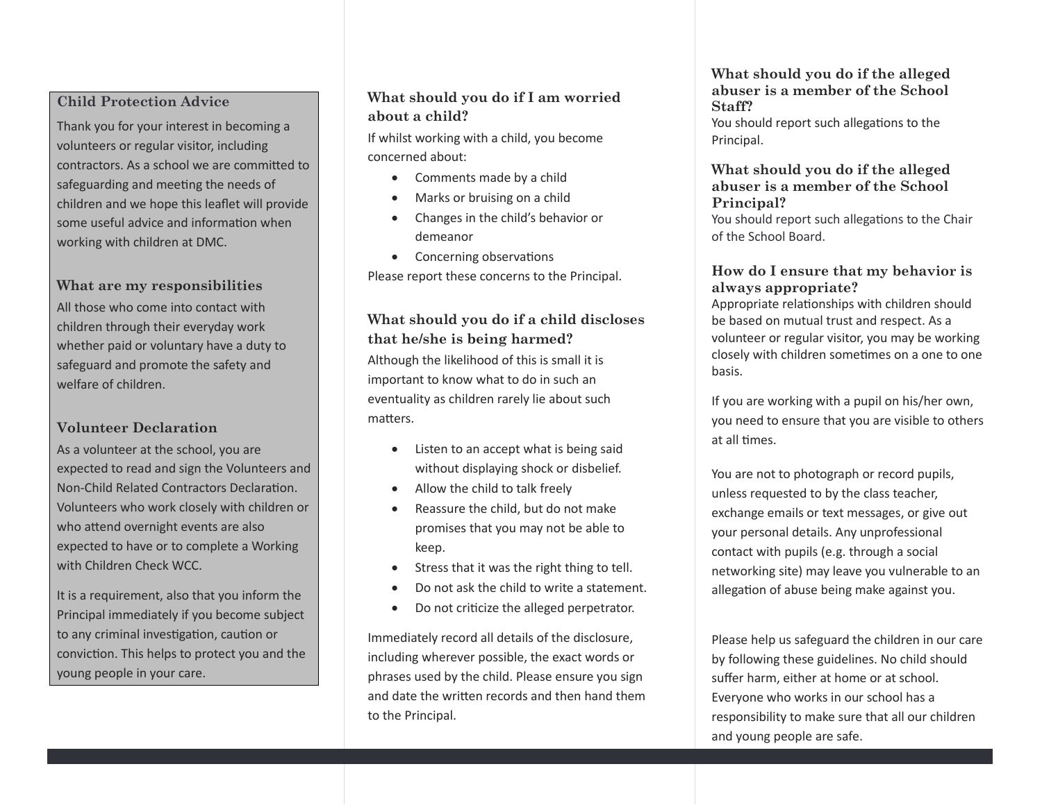## Child Protection Advice

Thank you for your interest in becoming a volunteers or regular visitor, including contractors. As a school we are committed to safeguarding and meeting the needs of children and we hope this leaflet will provide some useful advice and information when working with children at DMC.

## What are my responsibilities

All those who come into contact with children through their everyday work whether paid or voluntary have a duty to safeguard and promote the safety and welfare of children.

## Volunteer Declaration

As a volunteer at the school, you are expected to read and sign the Volunteers and Non-Child Related Contractors Declaration. Volunteers who work closely with children or who attend overnight events are also expected to have or to complete a Working with Children Check WCC.

It is a requirement, also that you inform the Principal immediately if you become subject to any criminal investigation, caution or conviction. This helps to protect you and the young people in your care.

## What should you do if I am worried about a child?

If whilst working with a child, you become concerned about:

- Comments made by a child
- Marks or bruising on a child
- Changes in the child's behavior or demeanor
- Concerning observations

Please report these concerns to the Principal.

## What should you do if a child discloses that he/she is being harmed?

Although the likelihood of this is small it is important to know what to do in such an eventuality as children rarely lie about such matters.

- Listen to an accept what is being said without displaying shock or disbelief.
- Allow the child to talk freely
- Reassure the child, but do not make promises that you may not be able to keep.
- Stress that it was the right thing to tell.
- Do not ask the child to write a statement.
- Do not criticize the alleged perpetrator.

Immediately record all details of the disclosure, including wherever possible, the exact words or phrases used by the child. Please ensure you sign and date the written records and then hand them to the Principal.

## What should you do if the alleged abuser is a member of the School Staff?

You should report such allegations to the Principal.

## What should you do if the alleged abuser is a member of the School Principal?

You should report such allegations to the Chair of the School Board.

## How do I ensure that my behavior is always appropriate?

Appropriate relationships with children should be based on mutual trust and respect. As a volunteer or regular visitor, you may be working closely with children sometimes on a one to one basis.

If you are working with a pupil on his/her own, you need to ensure that you are visible to others at all times.

You are not to photograph or record pupils, unless requested to by the class teacher, exchange emails or text messages, or give out your personal details. Any unprofessional contact with pupils (e.g. through a social networking site) may leave you vulnerable to an allegation of abuse being make against you.

Please help us safeguard the children in our care by following these guidelines. No child should suffer harm, either at home or at school. Everyone who works in our school has a responsibility to make sure that all our children and young people are safe.